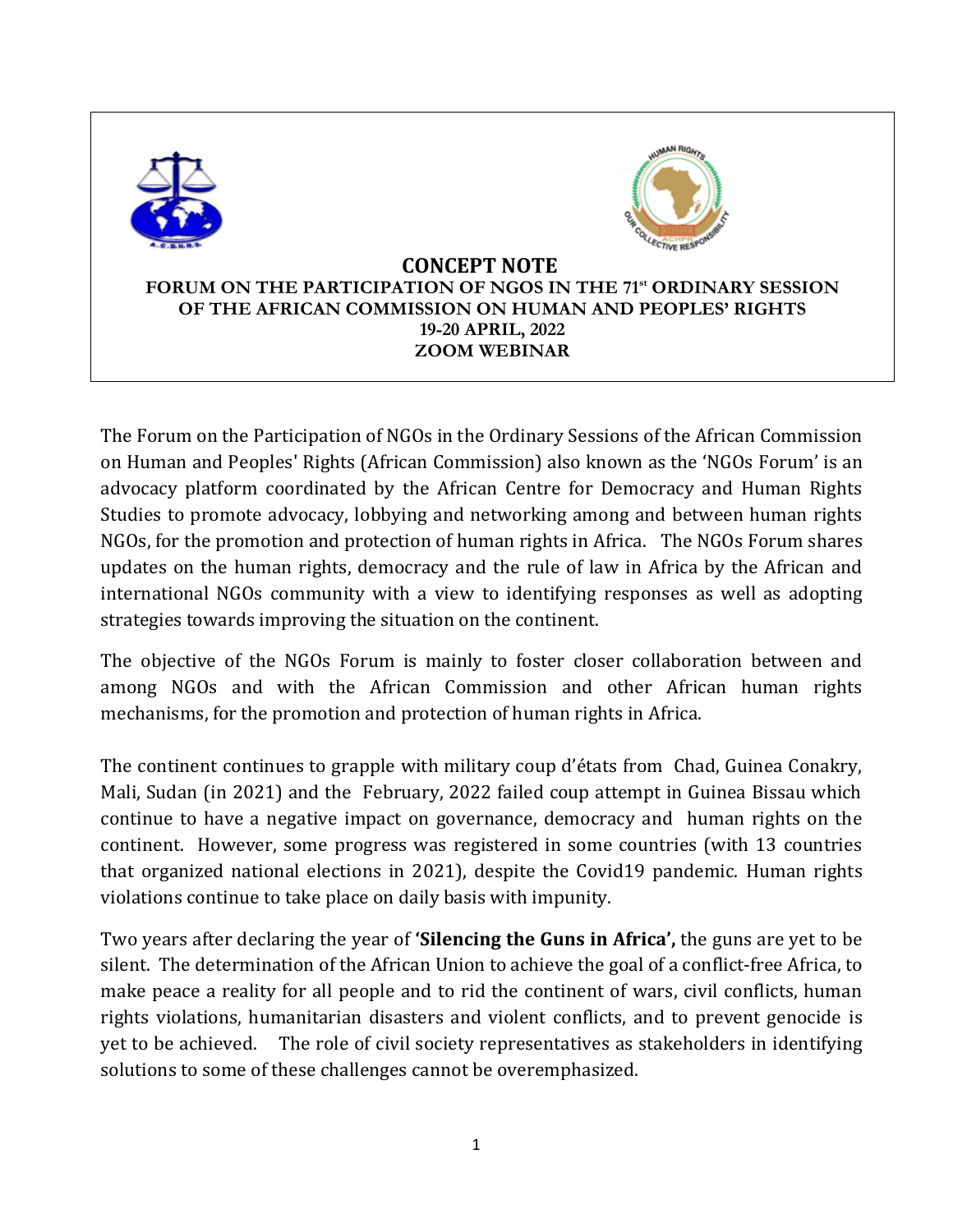# CONCEPT NOTE

## FORUM ON THE PARTICIPATION OF NGOS IN THE 71st ORDINARY SESSION OF THE AFRICAN COMMISSION ON HUMAN AND PEOPLES' RIGHTS

**19-20 APRIL, 2022**

**ZOOM WEBINAR**

The Forum on the Participation of NGOs in the Ordinary Sessions of the African Commission on Human and Peoples' Rights (African Commission) also known as the 'NGOs Forum' is an advocacy platform coordinated by the African Centre for Democracy and Human Rights Studies to promote advocacy, lobbying and networking among and between human rights NGOs, for the promotion and protection of human rights in Africa. The NGOs Forum shares updates on the human rights, democracy and the rule of law in Africa by the African and international NGOs community with a view to identifying responses as well as adopting strategies towards improving the situation on the continent.

The objective of the NGOs Forum is mainly to foster closer collaboration between and among NGOs and with the African Commission and other African human rights mechanisms, for the promotion and protection of human rights in Africa.

The continent continues to grapple with military coup d'états from Chad, Guinea Conakry, Mali, Sudan (in 2021) and the February, 2022 failed coup attempt in Guinea Bissau which continue to have a negative impact on governance, democracy and human rights on the continent. However, some progress was registered in some countries (with 13 countries that organized national elections in 2021), despite the Covid19 pandemic. Human rights violations continue to take place on daily basis with impunity.

Two years after declaring the year of **'Silencing the Guns in Africa',** the guns are yet to be silent. The determination of the African Union to achieve the goal of a conflict-free Africa, to make peace a reality for all people and to rid the continent of wars, civil conflicts, human rights violations, humanitarian disasters and violent conflicts, and to prevent genocide is yet to be achieved. The role of civil society representatives as stakeholders in identifying solutions to some of these challenges cannot be overemphasized.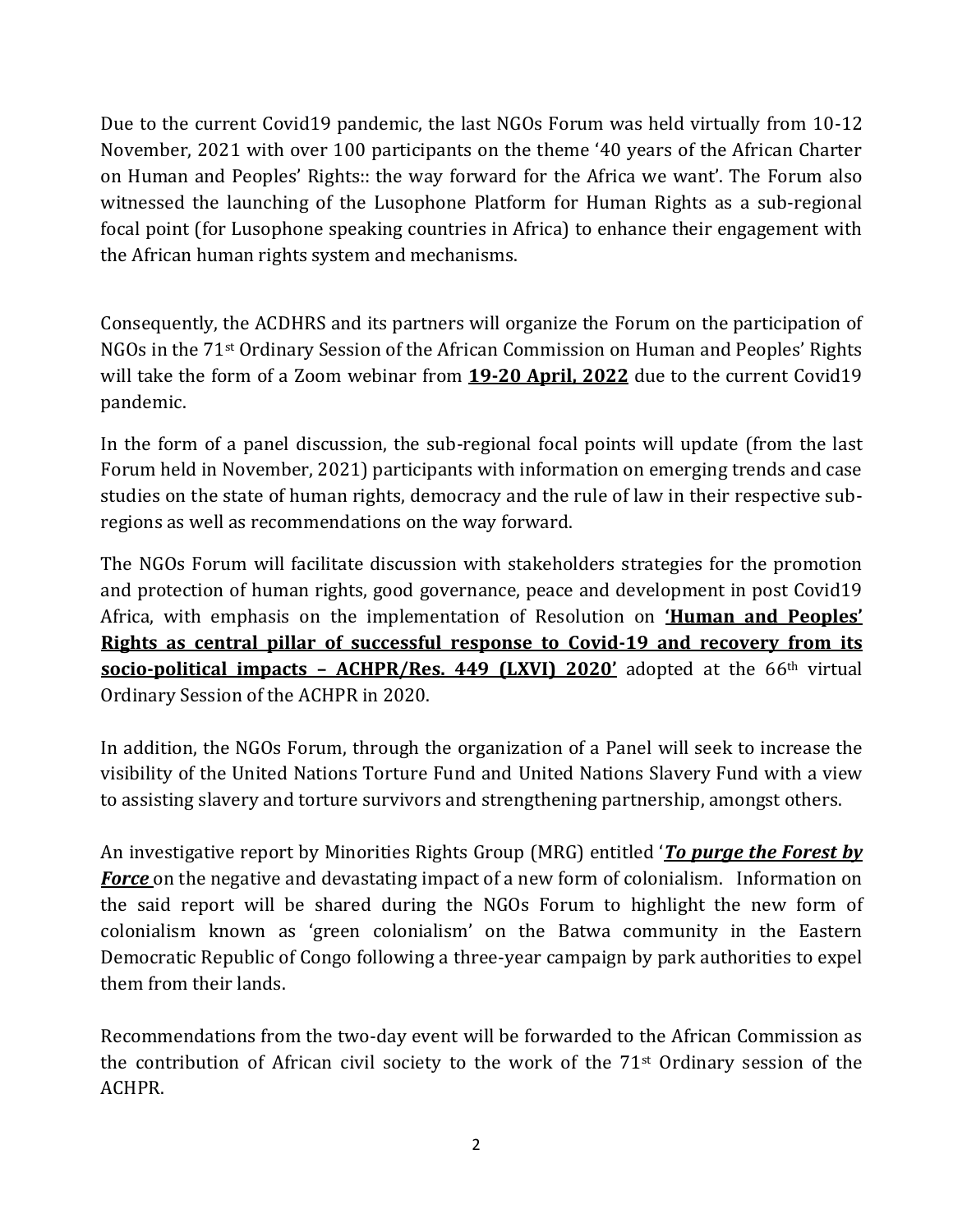Due to the current Covid19 pandemic, the last NGOs Forum was held virtually from 10-12 November, 2021 with over 100 participants on the theme '40 years of the African Charter on Human and Peoples' Rights:: the way forward for the Africa we want'. The Forum also witnessed the launching of the Lusophone Platform for Human Rights as a sub-regional focal point (for Lusophone speaking countries in Africa) to enhance their engagement with the African human rights system and mechanisms.

Consequently, the ACDHRS and its partners will organize the Forum on the participation of NGOs in the 71st Ordinary Session of the African Commission on Human and Peoples' Rights will take the form of a Zoom webinar from **19-20 April, 2022** due to the current Covid19 pandemic.

In the form of a panel discussion, the sub-regional focal points will update (from the last Forum held in November, 2021) participants with information on emerging trends and case studies on the state of human rights, democracy and the rule of law in their respective sub-regions as well as recommendations on the way forward.

The NGOs Forum will facilitate discussion with stakeholders strategies for the promotion and protection of human rights, good governance, peace and development in post Covid19 Africa, with emphasis on the implementation of Resolution on **'Human and Peoples' Rights as central pillar of successful response to Covid-19 and recovery from its socio-political impacts – ACHPR/Res. 449 (LXVI) 2020'** adopted at the 66th virtual Ordinary Session of the ACHPR in 2020.

In addition, the NGOs Forum, through the organization of a Panel will seek to increase the visibility of the United Nations Torture Fund and United Nations Slavery Fund with a view to assisting slavery and torture survivors and strengthening partnership, amongst others.

An investigative report by Minorities Rights Group (MRG) entitled '***To purge the Forest by Force*** on the negative and devastating impact of a new form of colonialism. Information on the said report will be shared during the NGOs Forum to highlight the new form of colonialism known as 'green colonialism' on the Batwa community in the Eastern Democratic Republic of Congo following a three-year campaign by park authorities to expel them from their lands.

Recommendations from the two-day event will be forwarded to the African Commission as the contribution of African civil society to the work of the 71st Ordinary session of the ACHPR.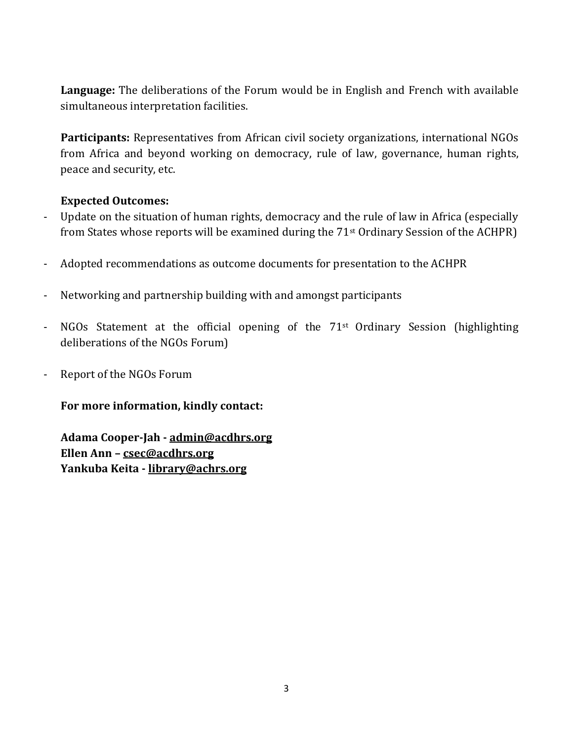**Language:** The deliberations of the Forum would be in English and French with available simultaneous interpretation facilities.

**Participants:** Representatives from African civil society organizations, international NGOs from Africa and beyond working on democracy, rule of law, governance, human rights, peace and security, etc.

**Expected Outcomes:**

- Update on the situation of human rights, democracy and the rule of law in Africa (especially from States whose reports will be examined during the 71st Ordinary Session of the ACHPR)
- Adopted recommendations as outcome documents for presentation to the ACHPR
- Networking and partnership building with and amongst participants
- NGOs Statement at the official opening of the 71st Ordinary Session (highlighting deliberations of the NGOs Forum)
- Report of the NGOs Forum

**For more information, kindly contact:**

**Adama Cooper-Jah - admin@acdhrs.org**
**Ellen Ann – csec@acdhrs.org**
**Yankuba Keita - library@achrs.org**